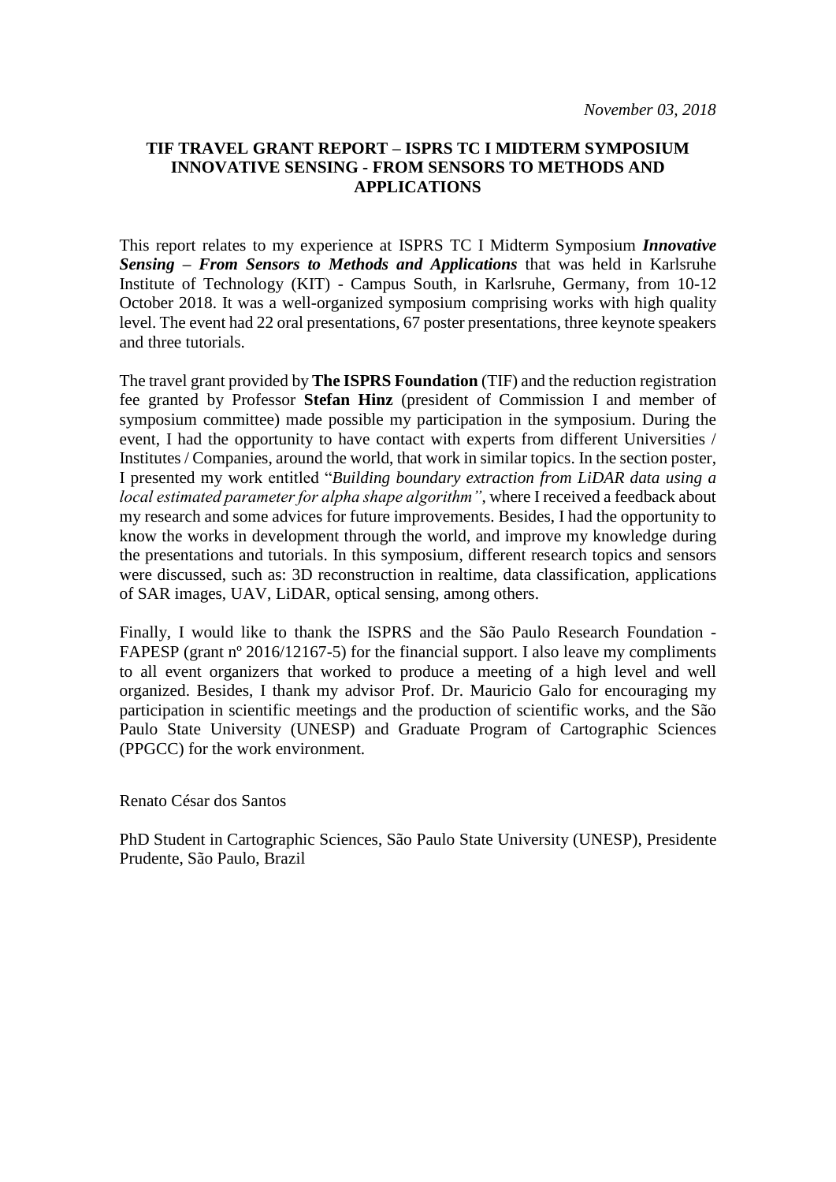*November 03, 2018*

# TIF TRAVEL GRANT REPORT – ISPRS TC I MIDTERM SYMPOSIUM INNOVATIVE SENSING - FROM SENSORS TO METHODS AND APPLICATIONS

This report relates to my experience at ISPRS TC I Midterm Symposium ***Innovative Sensing – From Sensors to Methods and Applications*** that was held in Karlsruhe Institute of Technology (KIT) - Campus South, in Karlsruhe, Germany, from 10-12 October 2018. It was a well-organized symposium comprising works with high quality level. The event had 22 oral presentations, 67 poster presentations, three keynote speakers and three tutorials.

The travel grant provided by **The ISPRS Foundation** (TIF) and the reduction registration fee granted by Professor **Stefan Hinz** (president of Commission I and member of symposium committee) made possible my participation in the symposium. During the event, I had the opportunity to have contact with experts from different Universities / Institutes / Companies, around the world, that work in similar topics. In the section poster, I presented my work entitled "*Building boundary extraction from LiDAR data using a local estimated parameter for alpha shape algorithm"*, where I received a feedback about my research and some advices for future improvements. Besides, I had the opportunity to know the works in development through the world, and improve my knowledge during the presentations and tutorials. In this symposium, different research topics and sensors were discussed, such as: 3D reconstruction in realtime, data classification, applications of SAR images, UAV, LiDAR, optical sensing, among others.

Finally, I would like to thank the ISPRS and the São Paulo Research Foundation - FAPESP (grant nº 2016/12167-5) for the financial support. I also leave my compliments to all event organizers that worked to produce a meeting of a high level and well organized. Besides, I thank my advisor Prof. Dr. Mauricio Galo for encouraging my participation in scientific meetings and the production of scientific works, and the São Paulo State University (UNESP) and Graduate Program of Cartographic Sciences (PPGCC) for the work environment.

Renato César dos Santos

PhD Student in Cartographic Sciences, São Paulo State University (UNESP), Presidente Prudente, São Paulo, Brazil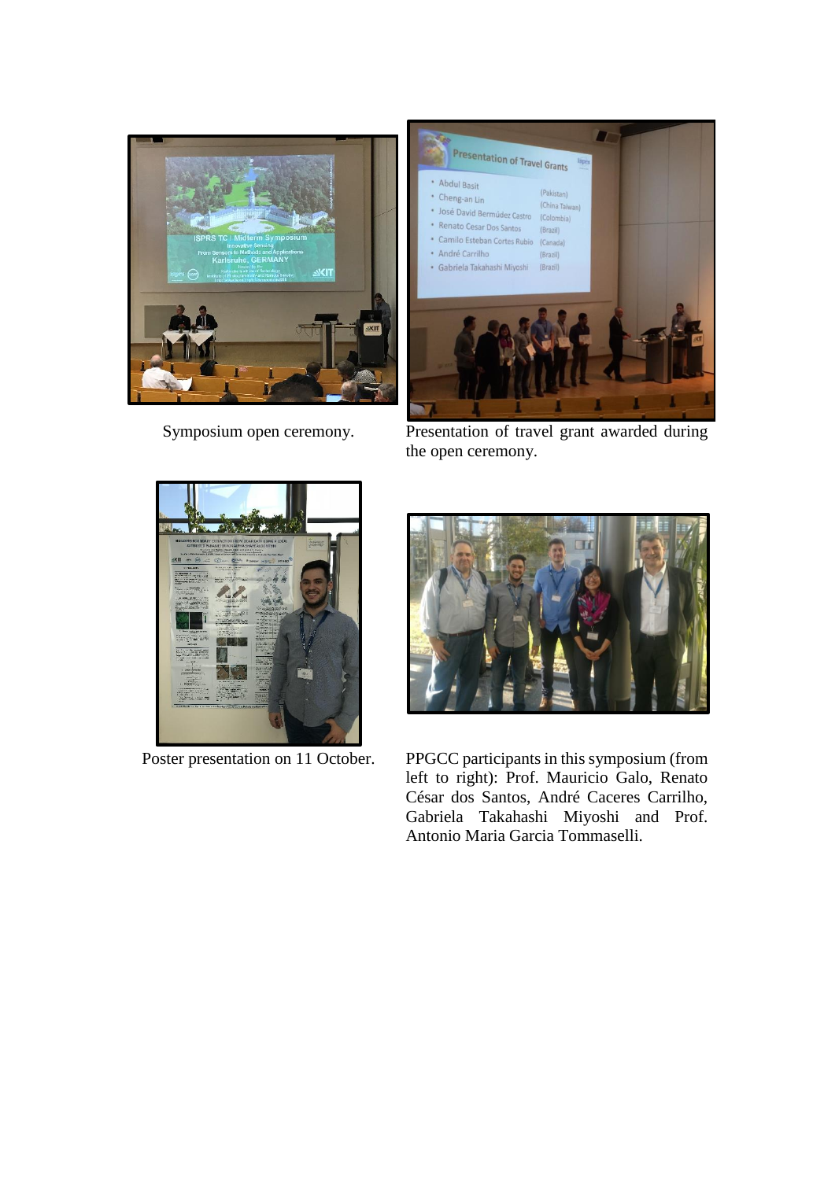Symposium open ceremony.

Presentation of travel grant awarded during the open ceremony.

Poster presentation on 11 October.

PPGCC participants in this symposium (from left to right): Prof. Mauricio Galo, Renato César dos Santos, André Caceres Carrilho, Gabriela Takahashi Miyoshi and Prof. Antonio Maria Garcia Tommaselli.